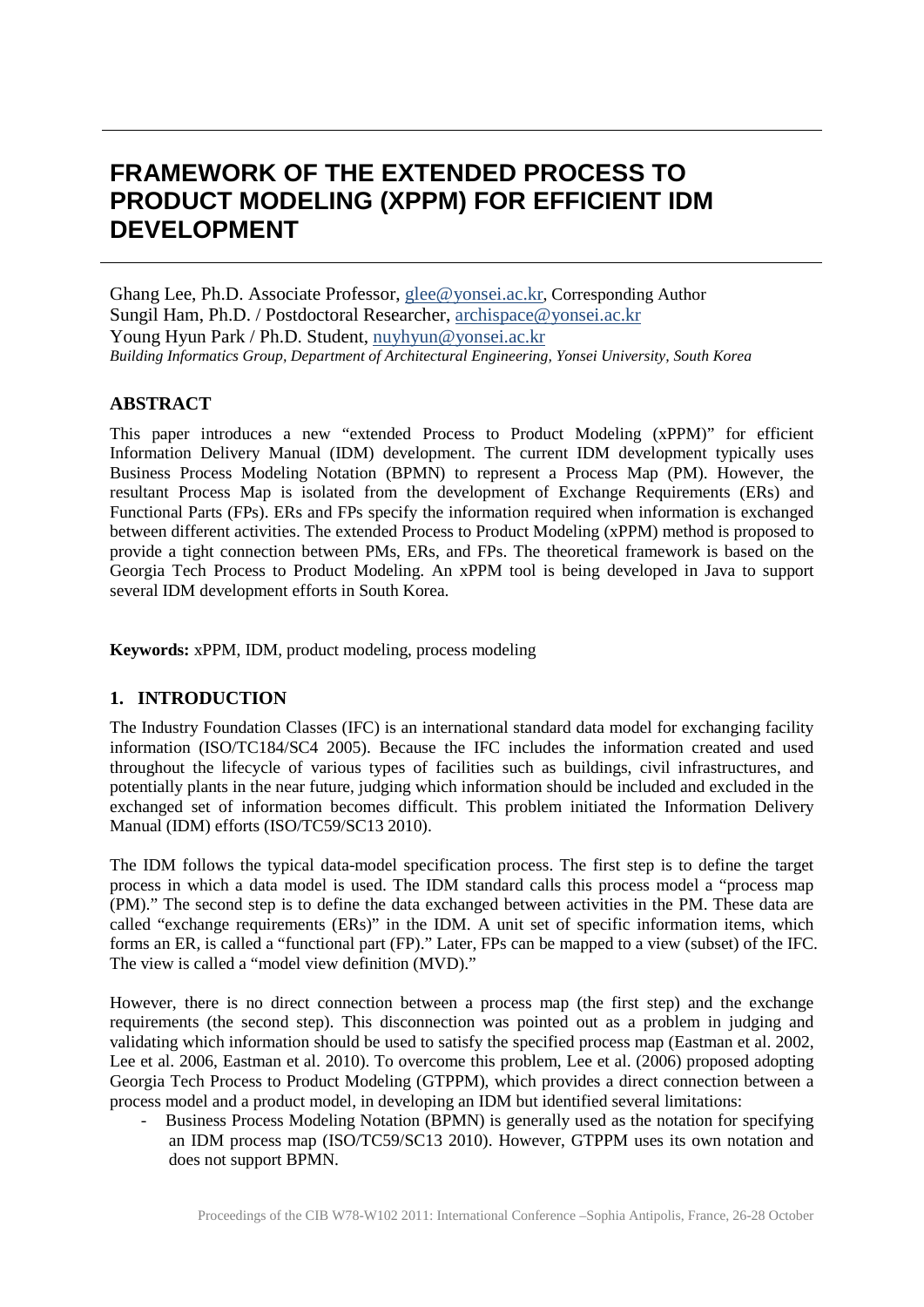# FRAMEWORK OF THE EXTENDED PROCESS TO PRODUCT MODELING (XPPM) FOR EFFICIENT IDM DEVELOPMENT

Ghang Lee, Ph.D. Associate Professor, glee@yonsei.ac.kr, Corresponding Author
Sungil Ham, Ph.D. / Postdoctoral Researcher, archispace@yonsei.ac.kr
Young Hyun Park / Ph.D. Student, nuyhyun@yonsei.ac.kr
*Building Informatics Group, Department of Architectural Engineering, Yonsei University, South Korea*

## ABSTRACT

This paper introduces a new "extended Process to Product Modeling (xPPM)" for efficient Information Delivery Manual (IDM) development. The current IDM development typically uses Business Process Modeling Notation (BPMN) to represent a Process Map (PM). However, the resultant Process Map is isolated from the development of Exchange Requirements (ERs) and Functional Parts (FPs). ERs and FPs specify the information required when information is exchanged between different activities. The extended Process to Product Modeling (xPPM) method is proposed to provide a tight connection between PMs, ERs, and FPs. The theoretical framework is based on the Georgia Tech Process to Product Modeling. An xPPM tool is being developed in Java to support several IDM development efforts in South Korea.

**Keywords:** xPPM, IDM, product modeling, process modeling

## 1. INTRODUCTION

The Industry Foundation Classes (IFC) is an international standard data model for exchanging facility information (ISO/TC184/SC4 2005). Because the IFC includes the information created and used throughout the lifecycle of various types of facilities such as buildings, civil infrastructures, and potentially plants in the near future, judging which information should be included and excluded in the exchanged set of information becomes difficult. This problem initiated the Information Delivery Manual (IDM) efforts (ISO/TC59/SC13 2010).

The IDM follows the typical data-model specification process. The first step is to define the target process in which a data model is used. The IDM standard calls this process model a "process map (PM)." The second step is to define the data exchanged between activities in the PM. These data are called "exchange requirements (ERs)" in the IDM. A unit set of specific information items, which forms an ER, is called a "functional part (FP)." Later, FPs can be mapped to a view (subset) of the IFC. The view is called a "model view definition (MVD)."

However, there is no direct connection between a process map (the first step) and the exchange requirements (the second step). This disconnection was pointed out as a problem in judging and validating which information should be used to satisfy the specified process map (Eastman et al. 2002, Lee et al. 2006, Eastman et al. 2010). To overcome this problem, Lee et al. (2006) proposed adopting Georgia Tech Process to Product Modeling (GTPPM), which provides a direct connection between a process model and a product model, in developing an IDM but identified several limitations:

- Business Process Modeling Notation (BPMN) is generally used as the notation for specifying an IDM process map (ISO/TC59/SC13 2010). However, GTPPM uses its own notation and does not support BPMN.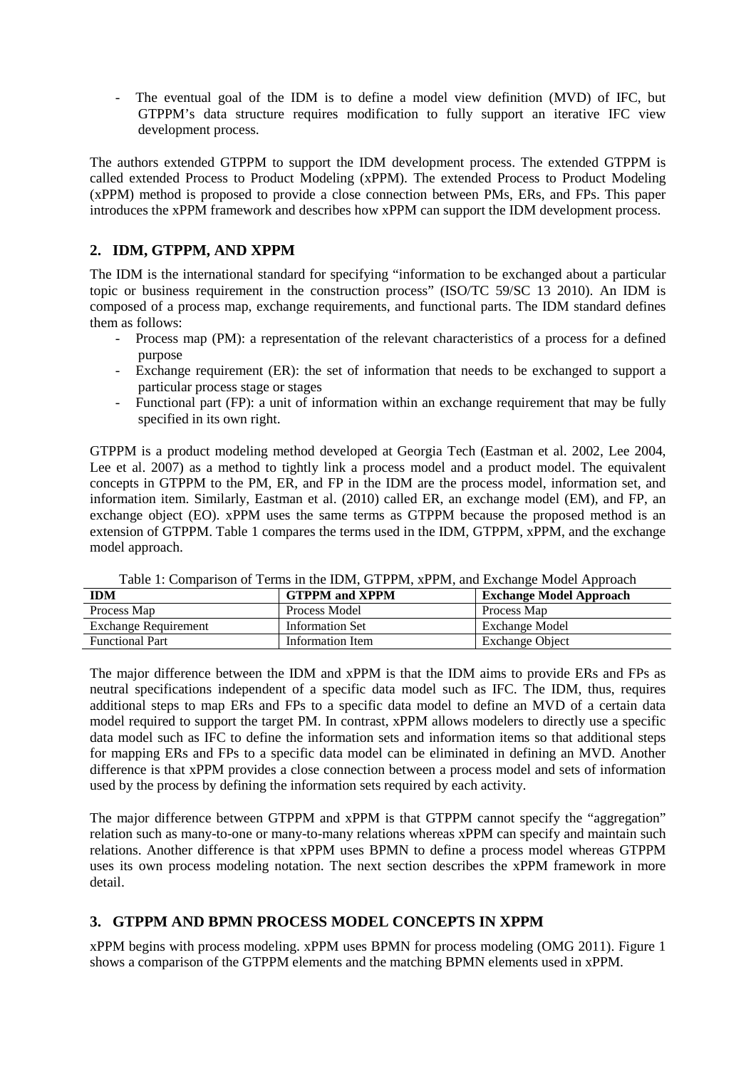- The eventual goal of the IDM is to define a model view definition (MVD) of IFC, but GTPPM's data structure requires modification to fully support an iterative IFC view development process.

The authors extended GTPPM to support the IDM development process. The extended GTPPM is called extended Process to Product Modeling (xPPM). The extended Process to Product Modeling (xPPM) method is proposed to provide a close connection between PMs, ERs, and FPs. This paper introduces the xPPM framework and describes how xPPM can support the IDM development process.

## 2. IDM, GTPPM, AND XPPM

The IDM is the international standard for specifying "information to be exchanged about a particular topic or business requirement in the construction process" (ISO/TC 59/SC 13 2010). An IDM is composed of a process map, exchange requirements, and functional parts. The IDM standard defines them as follows:

- Process map (PM): a representation of the relevant characteristics of a process for a defined purpose
- Exchange requirement (ER): the set of information that needs to be exchanged to support a particular process stage or stages
- Functional part (FP): a unit of information within an exchange requirement that may be fully specified in its own right.

GTPPM is a product modeling method developed at Georgia Tech (Eastman et al. 2002, Lee 2004, Lee et al. 2007) as a method to tightly link a process model and a product model. The equivalent concepts in GTPPM to the PM, ER, and FP in the IDM are the process model, information set, and information item. Similarly, Eastman et al. (2010) called ER, an exchange model (EM), and FP, an exchange object (EO). xPPM uses the same terms as GTPPM because the proposed method is an extension of GTPPM. Table 1 compares the terms used in the IDM, GTPPM, xPPM, and the exchange model approach.

Table 1: Comparison of Terms in the IDM, GTPPM, xPPM, and Exchange Model Approach

| IDM | GTPPM and XPPM | Exchange Model Approach |
|---|---|---|
| Process Map | Process Model | Process Map |
| Exchange Requirement | Information Set | Exchange Model |
| Functional Part | Information Item | Exchange Object |

The major difference between the IDM and xPPM is that the IDM aims to provide ERs and FPs as neutral specifications independent of a specific data model such as IFC. The IDM, thus, requires additional steps to map ERs and FPs to a specific data model to define an MVD of a certain data model required to support the target PM. In contrast, xPPM allows modelers to directly use a specific data model such as IFC to define the information sets and information items so that additional steps for mapping ERs and FPs to a specific data model can be eliminated in defining an MVD. Another difference is that xPPM provides a close connection between a process model and sets of information used by the process by defining the information sets required by each activity.

The major difference between GTPPM and xPPM is that GTPPM cannot specify the "aggregation" relation such as many-to-one or many-to-many relations whereas xPPM can specify and maintain such relations. Another difference is that xPPM uses BPMN to define a process model whereas GTPPM uses its own process modeling notation. The next section describes the xPPM framework in more detail.

## 3. GTPPM AND BPMN PROCESS MODEL CONCEPTS IN XPPM

xPPM begins with process modeling. xPPM uses BPMN for process modeling (OMG 2011). Figure 1 shows a comparison of the GTPPM elements and the matching BPMN elements used in xPPM.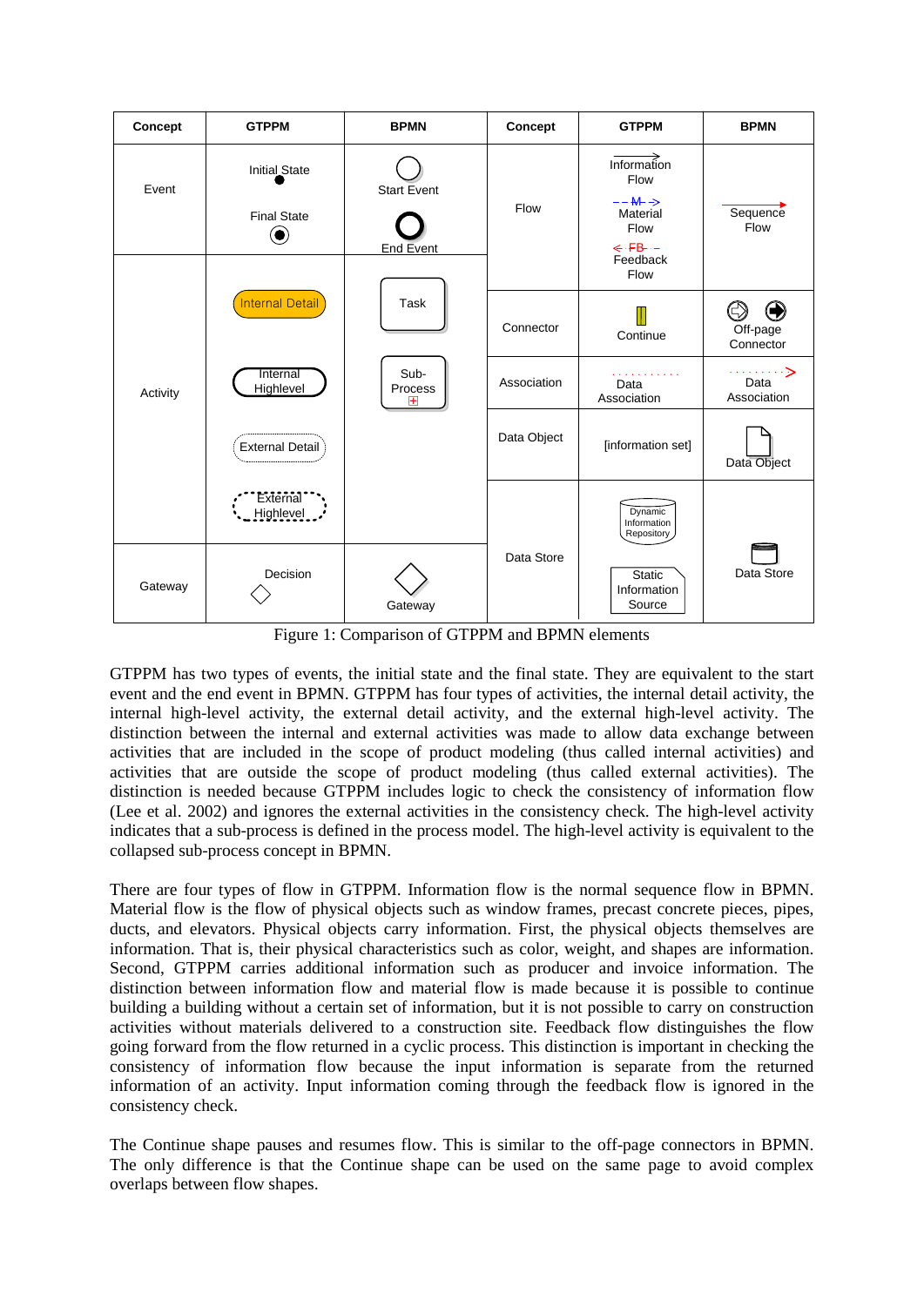| Concept | GTPPM | BPMN | Concept | GTPPM | BPMN |
|---|---|---|---|---|---|
| Event | Initial State<br>Final State | Start Event<br>End Event | Flow | Information Flow<br>Material Flow<br>Feedback Flow | Sequence Flow |
| Activity | Internal Detail<br>Internal Highlevel<br>External Detail<br>External Highlevel | Task<br>Sub-Process | Connector | Continue | Off-page Connector |
| | | | Association | Data Association | Data Association |
| | | | Data Object | [information set] | Data Object |
| Gateway | Decision | Gateway | Data Store | Dynamic Information Repository<br>Static Information Source | Data Store |

Figure 1: Comparison of GTPPM and BPMN elements

GTPPM has two types of events, the initial state and the final state. They are equivalent to the start event and the end event in BPMN. GTPPM has four types of activities, the internal detail activity, the internal high-level activity, the external detail activity, and the external high-level activity. The distinction between the internal and external activities was made to allow data exchange between activities that are included in the scope of product modeling (thus called internal activities) and activities that are outside the scope of product modeling (thus called external activities). The distinction is needed because GTPPM includes logic to check the consistency of information flow (Lee et al. 2002) and ignores the external activities in the consistency check. The high-level activity indicates that a sub-process is defined in the process model. The high-level activity is equivalent to the collapsed sub-process concept in BPMN.

There are four types of flow in GTPPM. Information flow is the normal sequence flow in BPMN. Material flow is the flow of physical objects such as window frames, precast concrete pieces, pipes, ducts, and elevators. Physical objects carry information. First, the physical objects themselves are information. That is, their physical characteristics such as color, weight, and shapes are information. Second, GTPPM carries additional information such as producer and invoice information. The distinction between information flow and material flow is made because it is possible to continue building a building without a certain set of information, but it is not possible to carry on construction activities without materials delivered to a construction site. Feedback flow distinguishes the flow going forward from the flow returned in a cyclic process. This distinction is important in checking the consistency of information flow because the input information is separate from the returned information of an activity. Input information coming through the feedback flow is ignored in the consistency check.

The Continue shape pauses and resumes flow. This is similar to the off-page connectors in BPMN. The only difference is that the Continue shape can be used on the same page to avoid complex overlaps between flow shapes.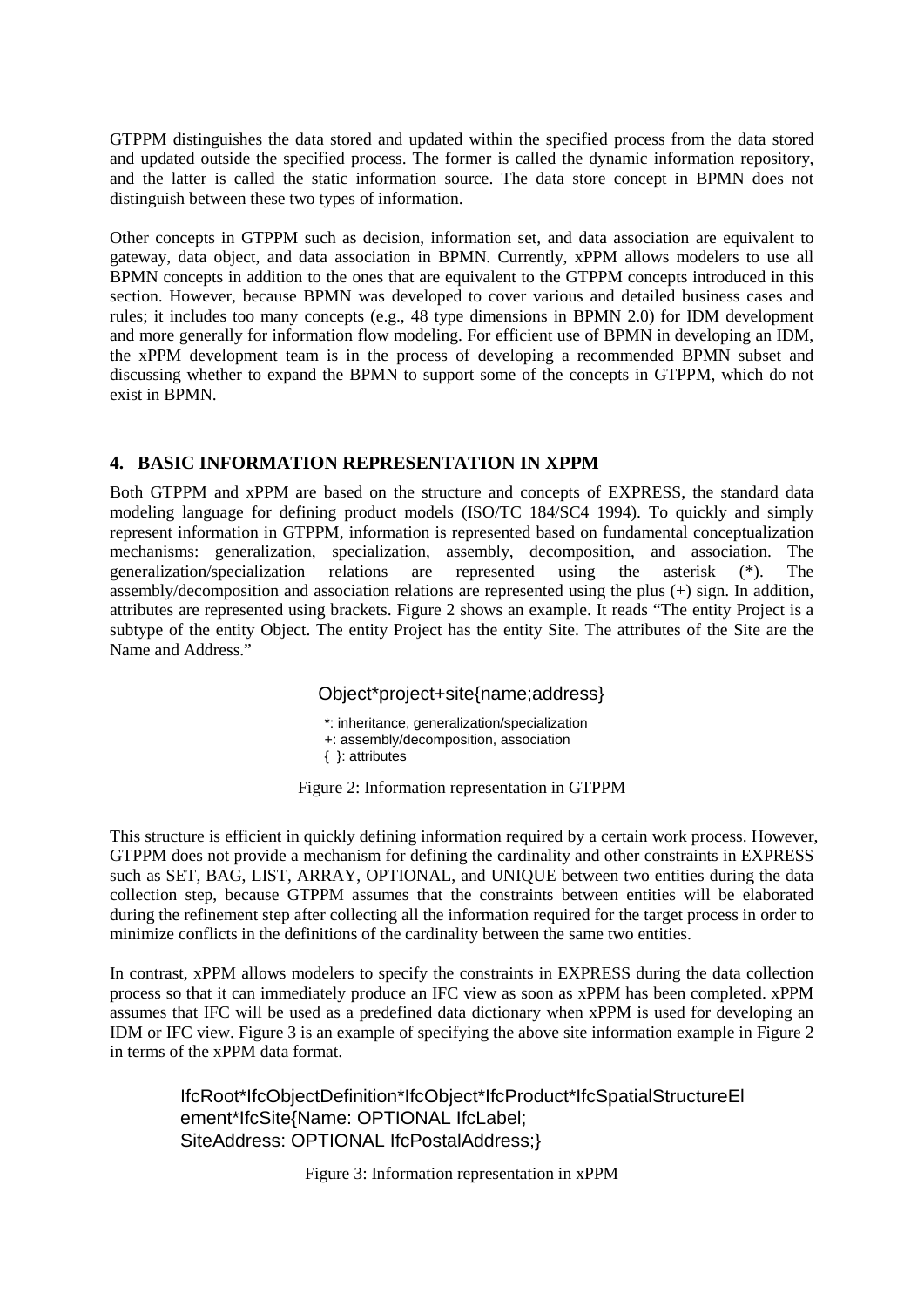GTPPM distinguishes the data stored and updated within the specified process from the data stored and updated outside the specified process. The former is called the dynamic information repository, and the latter is called the static information source. The data store concept in BPMN does not distinguish between these two types of information.

Other concepts in GTPPM such as decision, information set, and data association are equivalent to gateway, data object, and data association in BPMN. Currently, xPPM allows modelers to use all BPMN concepts in addition to the ones that are equivalent to the GTPPM concepts introduced in this section. However, because BPMN was developed to cover various and detailed business cases and rules; it includes too many concepts (e.g., 48 type dimensions in BPMN 2.0) for IDM development and more generally for information flow modeling. For efficient use of BPMN in developing an IDM, the xPPM development team is in the process of developing a recommended BPMN subset and discussing whether to expand the BPMN to support some of the concepts in GTPPM, which do not exist in BPMN.

## 4. BASIC INFORMATION REPRESENTATION IN XPPM

Both GTPPM and xPPM are based on the structure and concepts of EXPRESS, the standard data modeling language for defining product models (ISO/TC 184/SC4 1994). To quickly and simply represent information in GTPPM, information is represented based on fundamental conceptualization mechanisms: generalization, specialization, assembly, decomposition, and association. The generalization/specialization relations are represented using the asterisk (*). The assembly/decomposition and association relations are represented using the plus (+) sign. In addition, attributes are represented using brackets. Figure 2 shows an example. It reads "The entity Project is a subtype of the entity Object. The entity Project has the entity Site. The attributes of the Site are the Name and Address."

```
Object*project+site{name;address}

*: inheritance, generalization/specialization
+: assembly/decomposition, association
{ }: attributes
```

Figure 2: Information representation in GTPPM

This structure is efficient in quickly defining information required by a certain work process. However, GTPPM does not provide a mechanism for defining the cardinality and other constraints in EXPRESS such as SET, BAG, LIST, ARRAY, OPTIONAL, and UNIQUE between two entities during the data collection step, because GTPPM assumes that the constraints between entities will be elaborated during the refinement step after collecting all the information required for the target process in order to minimize conflicts in the definitions of the cardinality between the same two entities.

In contrast, xPPM allows modelers to specify the constraints in EXPRESS during the data collection process so that it can immediately produce an IFC view as soon as xPPM has been completed. xPPM assumes that IFC will be used as a predefined data dictionary when xPPM is used for developing an IDM or IFC view. Figure 3 is an example of specifying the above site information example in Figure 2 in terms of the xPPM data format.

```
IfcRoot*IfcObjectDefinition*IfcObject*IfcProduct*IfcSpatialStructureElement*IfcSite{Name: OPTIONAL IfcLabel;
SiteAddress: OPTIONAL IfcPostalAddress;}
```

Figure 3: Information representation in xPPM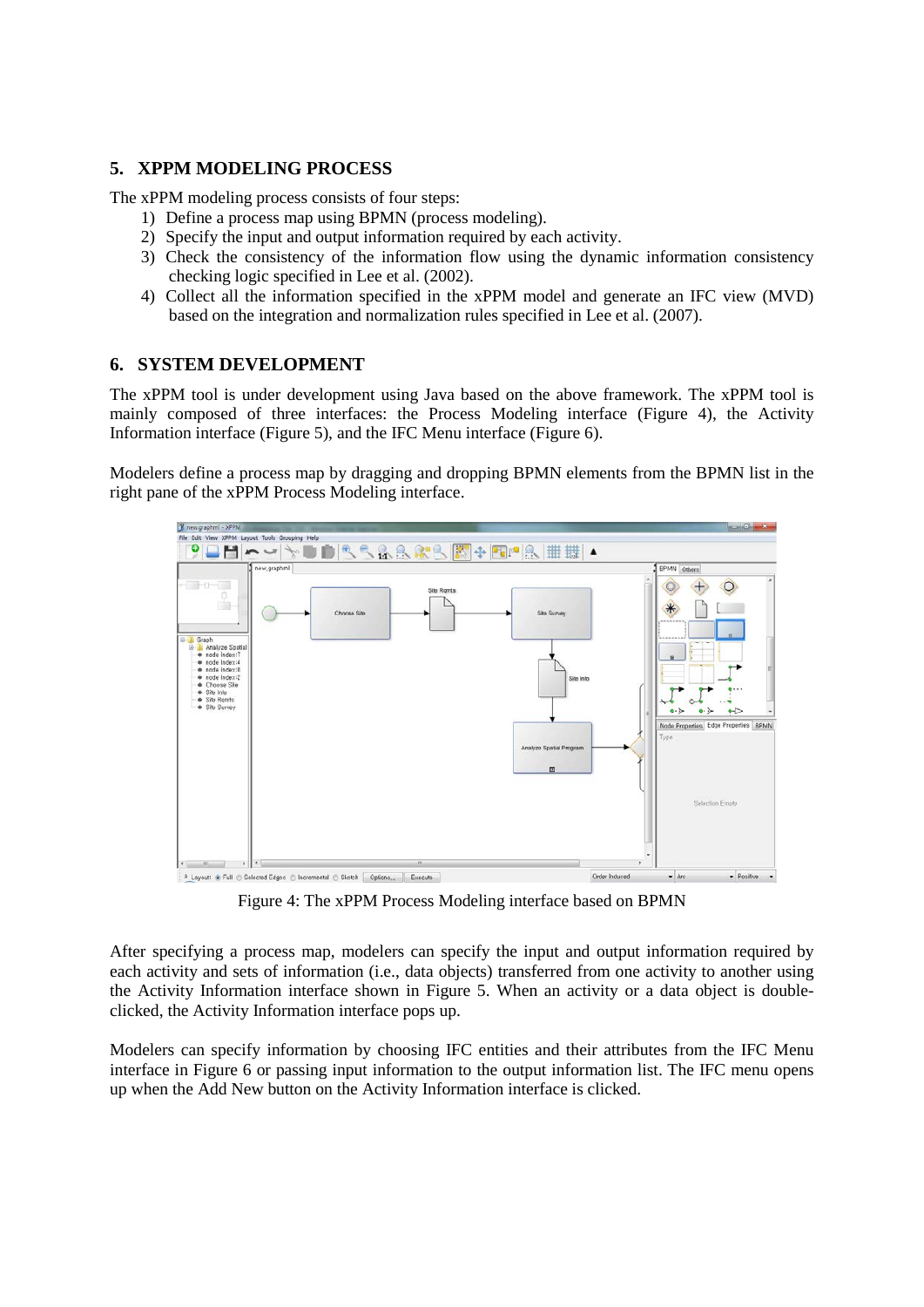## 5. XPPM MODELING PROCESS

The xPPM modeling process consists of four steps:

1) Define a process map using BPMN (process modeling).
2) Specify the input and output information required by each activity.
3) Check the consistency of the information flow using the dynamic information consistency checking logic specified in Lee et al. (2002).
4) Collect all the information specified in the xPPM model and generate an IFC view (MVD) based on the integration and normalization rules specified in Lee et al. (2007).

## 6. SYSTEM DEVELOPMENT

The xPPM tool is under development using Java based on the above framework. The xPPM tool is mainly composed of three interfaces: the Process Modeling interface (Figure 4), the Activity Information interface (Figure 5), and the IFC Menu interface (Figure 6).

Modelers define a process map by dragging and dropping BPMN elements from the BPMN list in the right pane of the xPPM Process Modeling interface.

Figure 4: The xPPM Process Modeling interface based on BPMN

After specifying a process map, modelers can specify the input and output information required by each activity and sets of information (i.e., data objects) transferred from one activity to another using the Activity Information interface shown in Figure 5. When an activity or a data object is double-clicked, the Activity Information interface pops up.

Modelers can specify information by choosing IFC entities and their attributes from the IFC Menu interface in Figure 6 or passing input information to the output information list. The IFC menu opens up when the Add New button on the Activity Information interface is clicked.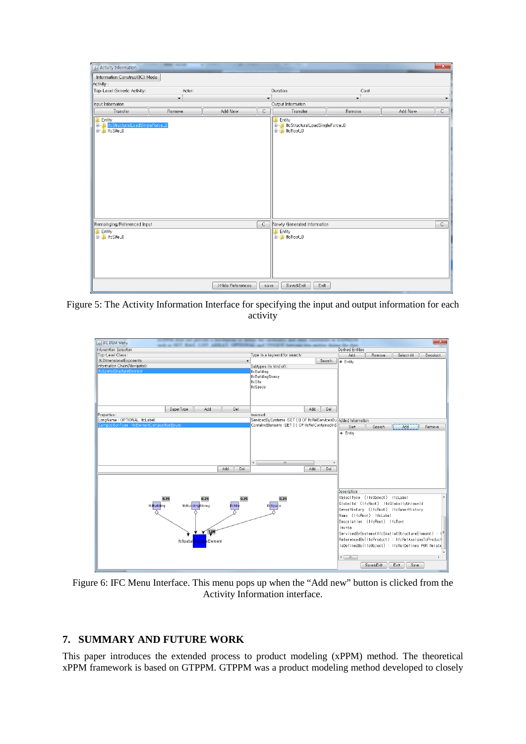Figure 5: The Activity Information Interface for specifying the input and output information for each activity

Figure 6: IFC Menu Interface. This menu pops up when the "Add new" button is clicked from the Activity Information interface.

## 7. SUMMARY AND FUTURE WORK

This paper introduces the extended process to product modeling (xPPM) method. The theoretical xPPM framework is based on GTPPM. GTPPM was a product modeling method developed to closely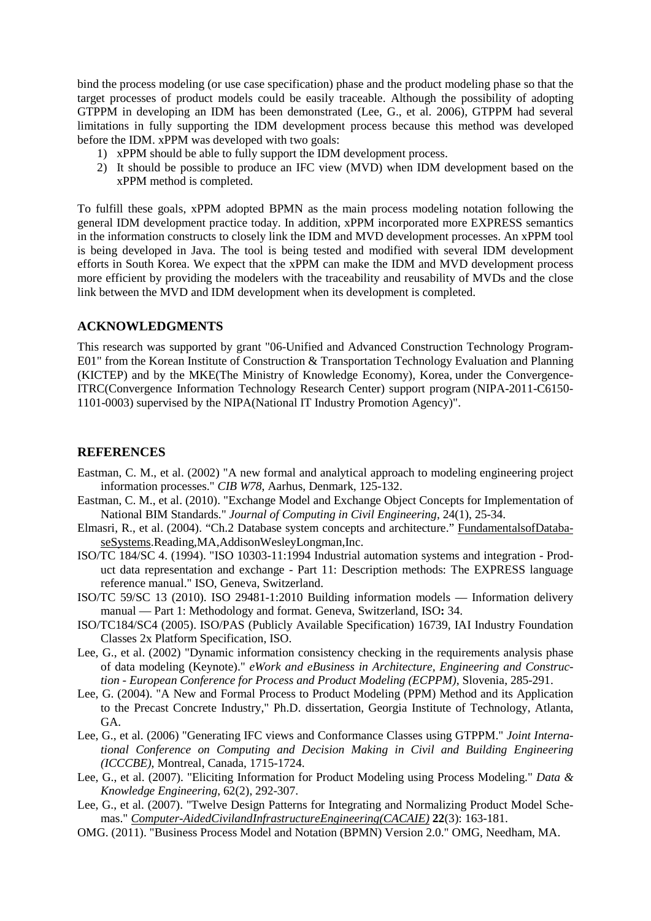bind the process modeling (or use case specification) phase and the product modeling phase so that the target processes of product models could be easily traceable. Although the possibility of adopting GTPPM in developing an IDM has been demonstrated (Lee, G., et al. 2006), GTPPM had several limitations in fully supporting the IDM development process because this method was developed before the IDM. xPPM was developed with two goals:

1) xPPM should be able to fully support the IDM development process.
2) It should be possible to produce an IFC view (MVD) when IDM development based on the xPPM method is completed.

To fulfill these goals, xPPM adopted BPMN as the main process modeling notation following the general IDM development practice today. In addition, xPPM incorporated more EXPRESS semantics in the information constructs to closely link the IDM and MVD development processes. An xPPM tool is being developed in Java. The tool is being tested and modified with several IDM development efforts in South Korea. We expect that the xPPM can make the IDM and MVD development process more efficient by providing the modelers with the traceability and reusability of MVDs and the close link between the MVD and IDM development when its development is completed.

## ACKNOWLEDGMENTS

This research was supported by grant "06-Unified and Advanced Construction Technology Program-E01" from the Korean Institute of Construction & Transportation Technology Evaluation and Planning (KICTEP) and by the MKE(The Ministry of Knowledge Economy), Korea, under the Convergence-ITRC(Convergence Information Technology Research Center) support program (NIPA-2011-C6150-1101-0003) supervised by the NIPA(National IT Industry Promotion Agency)".

## REFERENCES

Eastman, C. M., et al. (2002) "A new formal and analytical approach to modeling engineering project information processes." *CIB W78*, Aarhus, Denmark, 125-132.

Eastman, C. M., et al. (2010). "Exchange Model and Exchange Object Concepts for Implementation of National BIM Standards." *Journal of Computing in Civil Engineering*, 24(1), 25-34.

Elmasri, R., et al. (2004). "Ch.2 Database system concepts and architecture." FundamentalsofDatabaseSystems.Reading,MA,AddisonWesleyLongman,Inc.

ISO/TC 184/SC 4. (1994). "ISO 10303-11:1994 Industrial automation systems and integration - Product data representation and exchange - Part 11: Description methods: The EXPRESS language reference manual." ISO, Geneva, Switzerland.

ISO/TC 59/SC 13 (2010). ISO 29481-1:2010 Building information models — Information delivery manual — Part 1: Methodology and format. Geneva, Switzerland, ISO**:** 34.

ISO/TC184/SC4 (2005). ISO/PAS (Publicly Available Specification) 16739, IAI Industry Foundation Classes 2x Platform Specification, ISO.

Lee, G., et al. (2002) "Dynamic information consistency checking in the requirements analysis phase of data modeling (Keynote)." *eWork and eBusiness in Architecture, Engineering and Construction - European Conference for Process and Product Modeling (ECPPM)*, Slovenia, 285-291.

Lee, G. (2004). "A New and Formal Process to Product Modeling (PPM) Method and its Application to the Precast Concrete Industry," Ph.D. dissertation, Georgia Institute of Technology, Atlanta, GA.

Lee, G., et al. (2006) "Generating IFC views and Conformance Classes using GTPPM." *Joint International Conference on Computing and Decision Making in Civil and Building Engineering (ICCCBE)*, Montreal, Canada, 1715-1724.

Lee, G., et al. (2007). "Eliciting Information for Product Modeling using Process Modeling." *Data & Knowledge Engineering*, 62(2), 292-307.

Lee, G., et al. (2007). "Twelve Design Patterns for Integrating and Normalizing Product Model Schemas." *Computer-AidedCivilandInfrastructureEngineering(CACAIE)* **22**(3): 163-181.

OMG. (2011). "Business Process Model and Notation (BPMN) Version 2.0." OMG, Needham, MA.